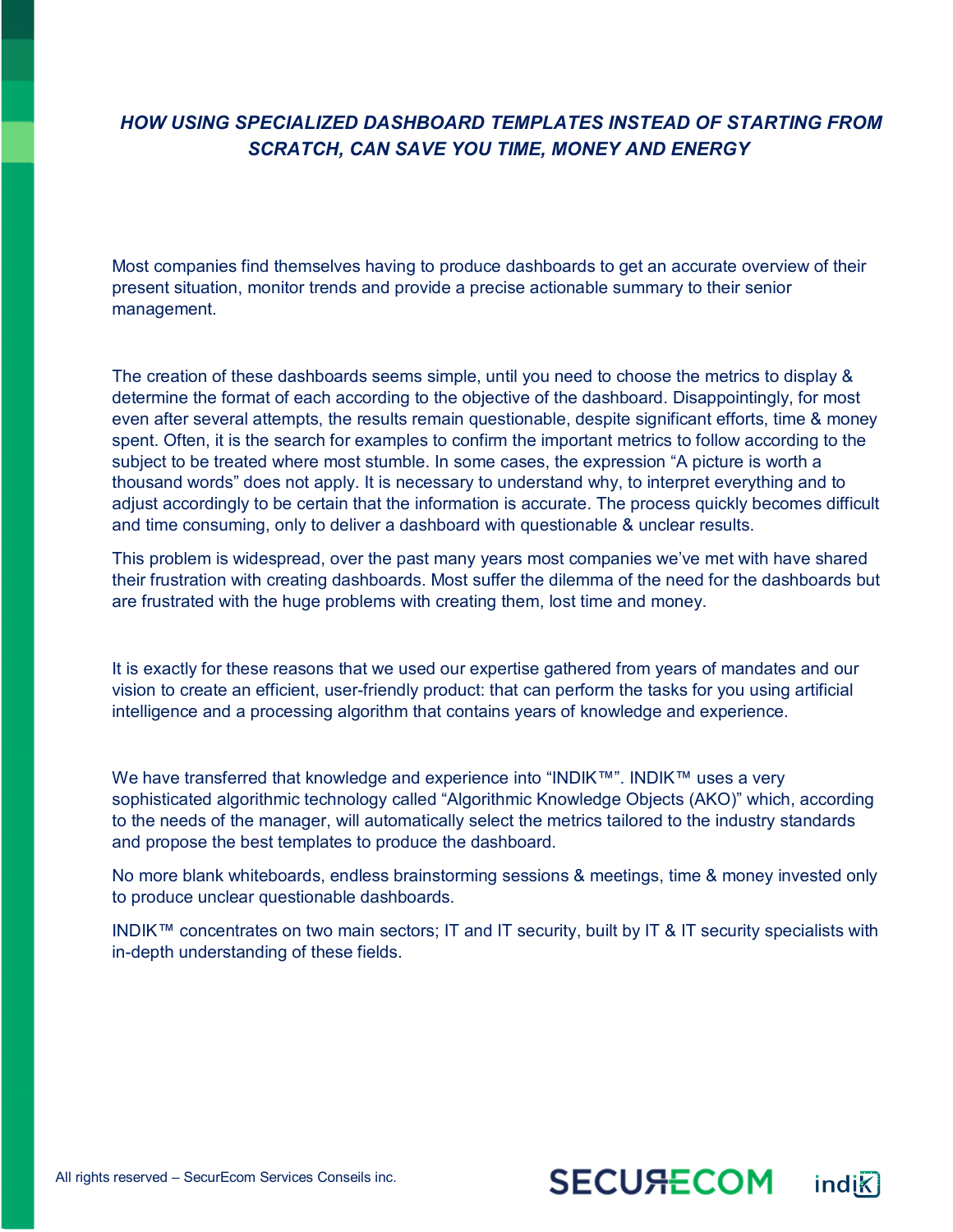# *HOW USING SPECIALIZED DASHBOARD TEMPLATES INSTEAD OF STARTING FROM SCRATCH, CAN SAVE YOU TIME, MONEY AND ENERGY*

Most companies find themselves having to produce dashboards to get an accurate overview of their present situation, monitor trends and provide a precise actionable summary to their senior management.

The creation of these dashboards seems simple, until you need to choose the metrics to display & determine the format of each according to the objective of the dashboard. Disappointingly, for most even after several attempts, the results remain questionable, despite significant efforts, time & money spent. Often, it is the search for examples to confirm the important metrics to follow according to the subject to be treated where most stumble. In some cases, the expression "A picture is worth a thousand words" does not apply. It is necessary to understand why, to interpret everything and to adjust accordingly to be certain that the information is accurate. The process quickly becomes difficult and time consuming, only to deliver a dashboard with questionable & unclear results.

This problem is widespread, over the past many years most companies we've met with have shared their frustration with creating dashboards. Most suffer the dilemma of the need for the dashboards but are frustrated with the huge problems with creating them, lost time and money.

It is exactly for these reasons that we used our expertise gathered from years of mandates and our vision to create an efficient, user-friendly product: that can perform the tasks for you using artificial intelligence and a processing algorithm that contains years of knowledge and experience.

We have transferred that knowledge and experience into "INDIK™". INDIK™ uses a very sophisticated algorithmic technology called "Algorithmic Knowledge Objects (AKO)" which, according to the needs of the manager, will automatically select the metrics tailored to the industry standards and propose the best templates to produce the dashboard.

No more blank whiteboards, endless brainstorming sessions & meetings, time & money invested only to produce unclear questionable dashboards.

INDIK™ concentrates on two main sectors; IT and IT security, built by IT & IT security specialists with in-depth understanding of these fields.

All rights reserved – SecurEcom Services Conseils inc.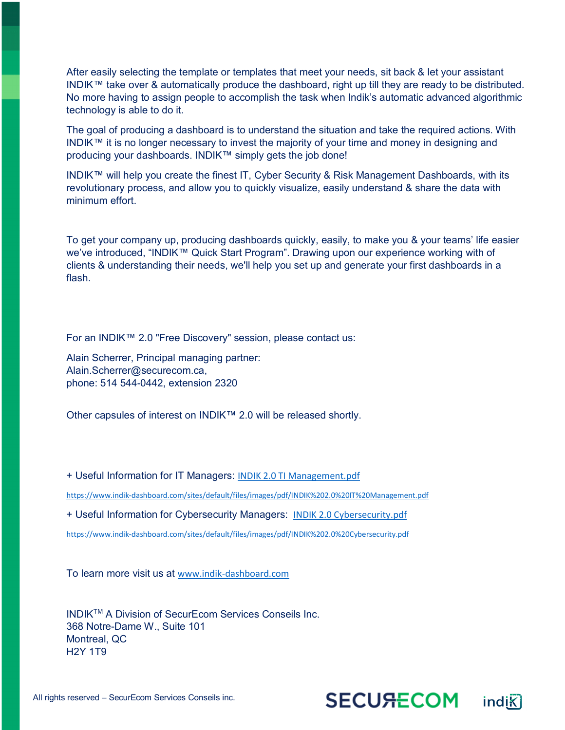After easily selecting the template or templates that meet your needs, sit back & let your assistant INDIK™ take over & automatically produce the dashboard, right up till they are ready to be distributed. No more having to assign people to accomplish the task when Indik's automatic advanced algorithmic technology is able to do it.

The goal of producing a dashboard is to understand the situation and take the required actions. With INDIK™ it is no longer necessary to invest the majority of your time and money in designing and producing your dashboards. INDIK™ simply gets the job done!

INDIK™ will help you create the finest IT, Cyber Security & Risk Management Dashboards, with its revolutionary process, and allow you to quickly visualize, easily understand & share the data with minimum effort.

To get your company up, producing dashboards quickly, easily, to make you & your teams' life easier we've introduced, "INDIK™ Quick Start Program". Drawing upon our experience working with of clients & understanding their needs, we'll help you set up and generate your first dashboards in a flash.

For an INDIK™ 2.0 "Free Discovery" session, please contact us:

Alain Scherrer, Principal managing partner:
Alain.Scherrer@securecom.ca,
phone: 514 544-0442, extension 2320

Other capsules of interest on INDIK™ 2.0 will be released shortly.

+ Useful Information for IT Managers: [INDIK 2.0 TI Management.pdf](https://www.indik-dashboard.com/sites/default/files/images/pdf/INDIK%202.0%20IT%20Management.pdf)

https://www.indik-dashboard.com/sites/default/files/images/pdf/INDIK%202.0%20IT%20Management.pdf

+ Useful Information for Cybersecurity Managers: [INDIK 2.0 Cybersecurity.pdf](https://www.indik-dashboard.com/sites/default/files/images/pdf/INDIK%202.0%20Cybersecurity.pdf)

https://www.indik-dashboard.com/sites/default/files/images/pdf/INDIK%202.0%20Cybersecurity.pdf

To learn more visit us at [www.indik-dashboard.com](http://www.indik-dashboard.com)

INDIK™ A Division of SecurEcom Services Conseils Inc.
368 Notre-Dame W., Suite 101
Montreal, QC
H2Y 1T9

All rights reserved – SecurEcom Services Conseils inc.

SECURECOM indik